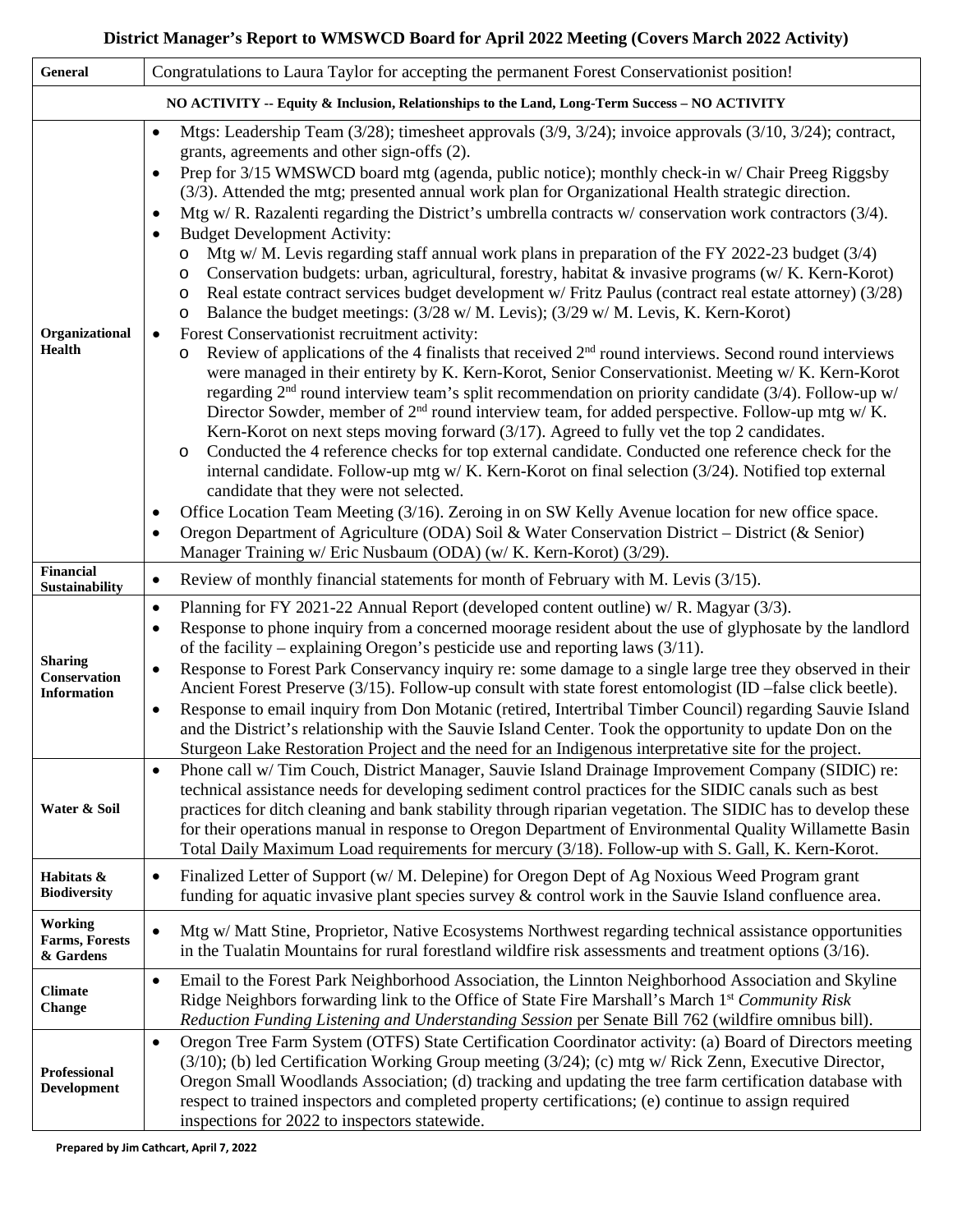# District Manager's Report to WMSWCD Board for April 2022 Meeting (Covers March 2022 Activity)

| | |
|---|---|
| **General** | Congratulations to Laura Taylor for accepting the permanent Forest Conservationist position! |
| **NO ACTIVITY -- Equity & Inclusion, Relationships to the Land, Long-Term Success – NO ACTIVITY** | |
| **Organizational Health** | • Mtgs: Leadership Team (3/28); timesheet approvals (3/9, 3/24); invoice approvals (3/10, 3/24); contract, grants, agreements and other sign-offs (2).<br>• Prep for 3/15 WMSWCD board mtg (agenda, public notice); monthly check-in w/ Chair Preeg Riggsby (3/3). Attended the mtg; presented annual work plan for Organizational Health strategic direction.<br>• Mtg w/ R. Razalenti regarding the District's umbrella contracts w/ conservation work contractors (3/4).<br>• Budget Development Activity:<br>  ○ Mtg w/ M. Levis regarding staff annual work plans in preparation of the FY 2022-23 budget (3/4)<br>  ○ Conservation budgets: urban, agricultural, forestry, habitat & invasive programs (w/ K. Kern-Korot)<br>  ○ Real estate contract services budget development w/ Fritz Paulus (contract real estate attorney) (3/28)<br>  ○ Balance the budget meetings: (3/28 w/ M. Levis); (3/29 w/ M. Levis, K. Kern-Korot)<br>• Forest Conservationist recruitment activity:<br>  ○ Review of applications of the 4 finalists that received 2nd round interviews. Second round interviews were managed in their entirety by K. Kern-Korot, Senior Conservationist. Meeting w/ K. Kern-Korot regarding 2nd round interview team's split recommendation on priority candidate (3/4). Follow-up w/ Director Sowder, member of 2nd round interview team, for added perspective. Follow-up mtg w/ K. Kern-Korot on next steps moving forward (3/17). Agreed to fully vet the top 2 candidates.<br>  ○ Conducted the 4 reference checks for top external candidate. Conducted one reference check for the internal candidate. Follow-up mtg w/ K. Kern-Korot on final selection (3/24). Notified top external candidate that they were not selected.<br>• Office Location Team Meeting (3/16). Zeroing in on SW Kelly Avenue location for new office space.<br>• Oregon Department of Agriculture (ODA) Soil & Water Conservation District – District (& Senior) Manager Training w/ Eric Nusbaum (ODA) (w/ K. Kern-Korot) (3/29). |
| **Financial Sustainability** | • Review of monthly financial statements for month of February with M. Levis (3/15). |
| **Sharing Conservation Information** | • Planning for FY 2021-22 Annual Report (developed content outline) w/ R. Magyar (3/3).<br>• Response to phone inquiry from a concerned moorage resident about the use of glyphosate by the landlord of the facility – explaining Oregon's pesticide use and reporting laws (3/11).<br>• Response to Forest Park Conservancy inquiry re: some damage to a single large tree they observed in their Ancient Forest Preserve (3/15). Follow-up consult with state forest entomologist (ID –false click beetle).<br>• Response to email inquiry from Don Motanic (retired, Intertribal Timber Council) regarding Sauvie Island and the District's relationship with the Sauvie Island Center. Took the opportunity to update Don on the Sturgeon Lake Restoration Project and the need for an Indigenous interpretative site for the project. |
| **Water & Soil** | • Phone call w/ Tim Couch, District Manager, Sauvie Island Drainage Improvement Company (SIDIC) re: technical assistance needs for developing sediment control practices for the SIDIC canals such as best practices for ditch cleaning and bank stability through riparian vegetation. The SIDIC has to develop these for their operations manual in response to Oregon Department of Environmental Quality Willamette Basin Total Daily Maximum Load requirements for mercury (3/18). Follow-up with S. Gall, K. Kern-Korot. |
| **Habitats & Biodiversity** | • Finalized Letter of Support (w/ M. Delepine) for Oregon Dept of Ag Noxious Weed Program grant funding for aquatic invasive plant species survey & control work in the Sauvie Island confluence area. |
| **Working Farms, Forests & Gardens** | • Mtg w/ Matt Stine, Proprietor, Native Ecosystems Northwest regarding technical assistance opportunities in the Tualatin Mountains for rural forestland wildfire risk assessments and treatment options (3/16). |
| **Climate Change** | • Email to the Forest Park Neighborhood Association, the Linnton Neighborhood Association and Skyline Ridge Neighbors forwarding link to the Office of State Fire Marshall's March 1st *Community Risk Reduction Funding Listening and Understanding Session* per Senate Bill 762 (wildfire omnibus bill). |
| **Professional Development** | • Oregon Tree Farm System (OTFS) State Certification Coordinator activity: (a) Board of Directors meeting (3/10); (b) led Certification Working Group meeting (3/24); (c) mtg w/ Rick Zenn, Executive Director, Oregon Small Woodlands Association; (d) tracking and updating the tree farm certification database with respect to trained inspectors and completed property certifications; (e) continue to assign required inspections for 2022 to inspectors statewide. |

**Prepared by Jim Cathcart, April 7, 2022**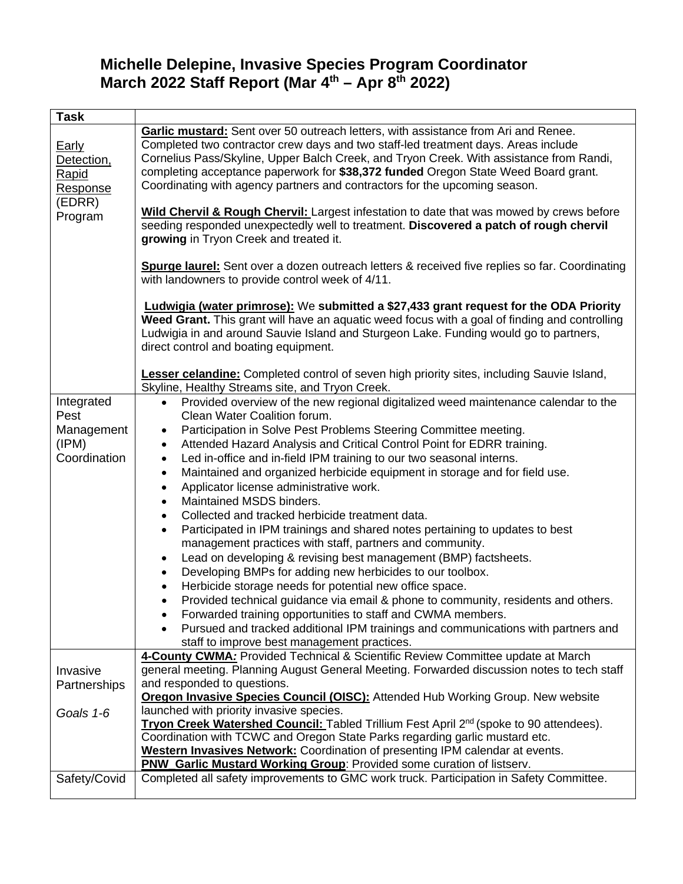# Michelle Delepine, Invasive Species Program Coordinator
# March 2022 Staff Report (Mar 4th – Apr 8th 2022)

| Task | |
|---|---|
| Early Detection, Rapid Response (EDRR) Program | **Garlic mustard:** Sent over 50 outreach letters, with assistance from Ari and Renee. Completed two contractor crew days and two staff-led treatment days. Areas include Cornelius Pass/Skyline, Upper Balch Creek, and Tryon Creek. With assistance from Randi, completing acceptance paperwork for **$38,372 funded** Oregon State Weed Board grant. Coordinating with agency partners and contractors for the upcoming season.<br><br>**Wild Chervil & Rough Chervil:** Largest infestation to date that was mowed by crews before seeding responded unexpectedly well to treatment. **Discovered a patch of rough chervil growing** in Tryon Creek and treated it.<br><br>**Spurge laurel:** Sent over a dozen outreach letters & received five replies so far. Coordinating with landowners to provide control week of 4/11.<br><br>**Ludwigia (water primrose):** We **submitted a $27,433 grant request for the ODA Priority Weed Grant.** This grant will have an aquatic weed focus with a goal of finding and controlling Ludwigia in and around Sauvie Island and Sturgeon Lake. Funding would go to partners, direct control and boating equipment.<br><br>**Lesser celandine:** Completed control of seven high priority sites, including Sauvie Island, Skyline, Healthy Streams site, and Tryon Creek. |
| Integrated Pest Management (IPM) Coordination | • Provided overview of the new regional digitalized weed maintenance calendar to the Clean Water Coalition forum.<br>• Participation in Solve Pest Problems Steering Committee meeting.<br>• Attended Hazard Analysis and Critical Control Point for EDRR training.<br>• Led in-office and in-field IPM training to our two seasonal interns.<br>• Maintained and organized herbicide equipment in storage and for field use.<br>• Applicator license administrative work.<br>• Maintained MSDS binders.<br>• Collected and tracked herbicide treatment data.<br>• Participated in IPM trainings and shared notes pertaining to updates to best management practices with staff, partners and community.<br>• Lead on developing & revising best management (BMP) factsheets.<br>• Developing BMPs for adding new herbicides to our toolbox.<br>• Herbicide storage needs for potential new office space.<br>• Provided technical guidance via email & phone to community, residents and others.<br>• Forwarded training opportunities to staff and CWMA members.<br>• Pursued and tracked additional IPM trainings and communications with partners and staff to improve best management practices. |
| Invasive Partnerships<br><br>*Goals 1-6* | **4-County CWMA*:*** Provided Technical & Scientific Review Committee update at March general meeting. Planning August General Meeting. Forwarded discussion notes to tech staff and responded to questions.<br>**Oregon Invasive Species Council (OISC):** Attended Hub Working Group. New website launched with priority invasive species.<br>**Tryon Creek Watershed Council:** Tabled Trillium Fest April 2nd (spoke to 90 attendees). Coordination with TCWC and Oregon State Parks regarding garlic mustard etc.<br>**Western Invasives Network:** Coordination of presenting IPM calendar at events.<br>**PNW_Garlic Mustard Working Group**: Provided some curation of listserv. |
| Safety/Covid | Completed all safety improvements to GMC work truck. Participation in Safety Committee. |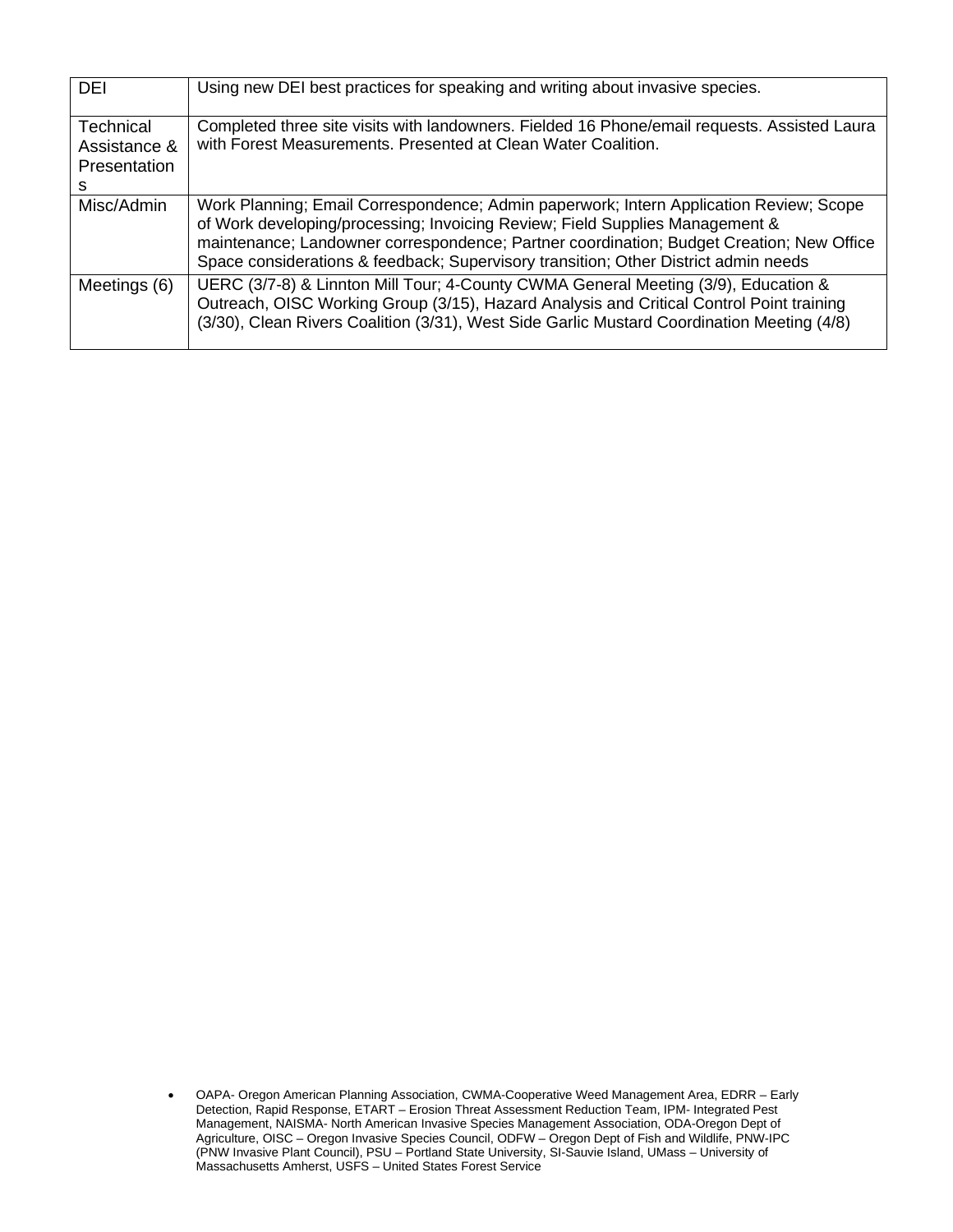| DEI | Using new DEI best practices for speaking and writing about invasive species. |
|---|---|
| Technical Assistance & Presentations | Completed three site visits with landowners. Fielded 16 Phone/email requests. Assisted Laura with Forest Measurements. Presented at Clean Water Coalition. |
| Misc/Admin | Work Planning; Email Correspondence; Admin paperwork; Intern Application Review; Scope of Work developing/processing; Invoicing Review; Field Supplies Management & maintenance; Landowner correspondence; Partner coordination; Budget Creation; New Office Space considerations & feedback; Supervisory transition; Other District admin needs |
| Meetings (6) | UERC (3/7-8) & Linnton Mill Tour; 4-County CWMA General Meeting (3/9), Education & Outreach, OISC Working Group (3/15), Hazard Analysis and Critical Control Point training (3/30), Clean Rivers Coalition (3/31), West Side Garlic Mustard Coordination Meeting (4/8) |

- OAPA- Oregon American Planning Association, CWMA-Cooperative Weed Management Area, EDRR – Early Detection, Rapid Response, ETART – Erosion Threat Assessment Reduction Team, IPM- Integrated Pest Management, NAISMA- North American Invasive Species Management Association, ODA-Oregon Dept of Agriculture, OISC – Oregon Invasive Species Council, ODFW – Oregon Dept of Fish and Wildlife, PNW-IPC (PNW Invasive Plant Council), PSU – Portland State University, SI-Sauvie Island, UMass – University of Massachusetts Amherst, USFS – United States Forest Service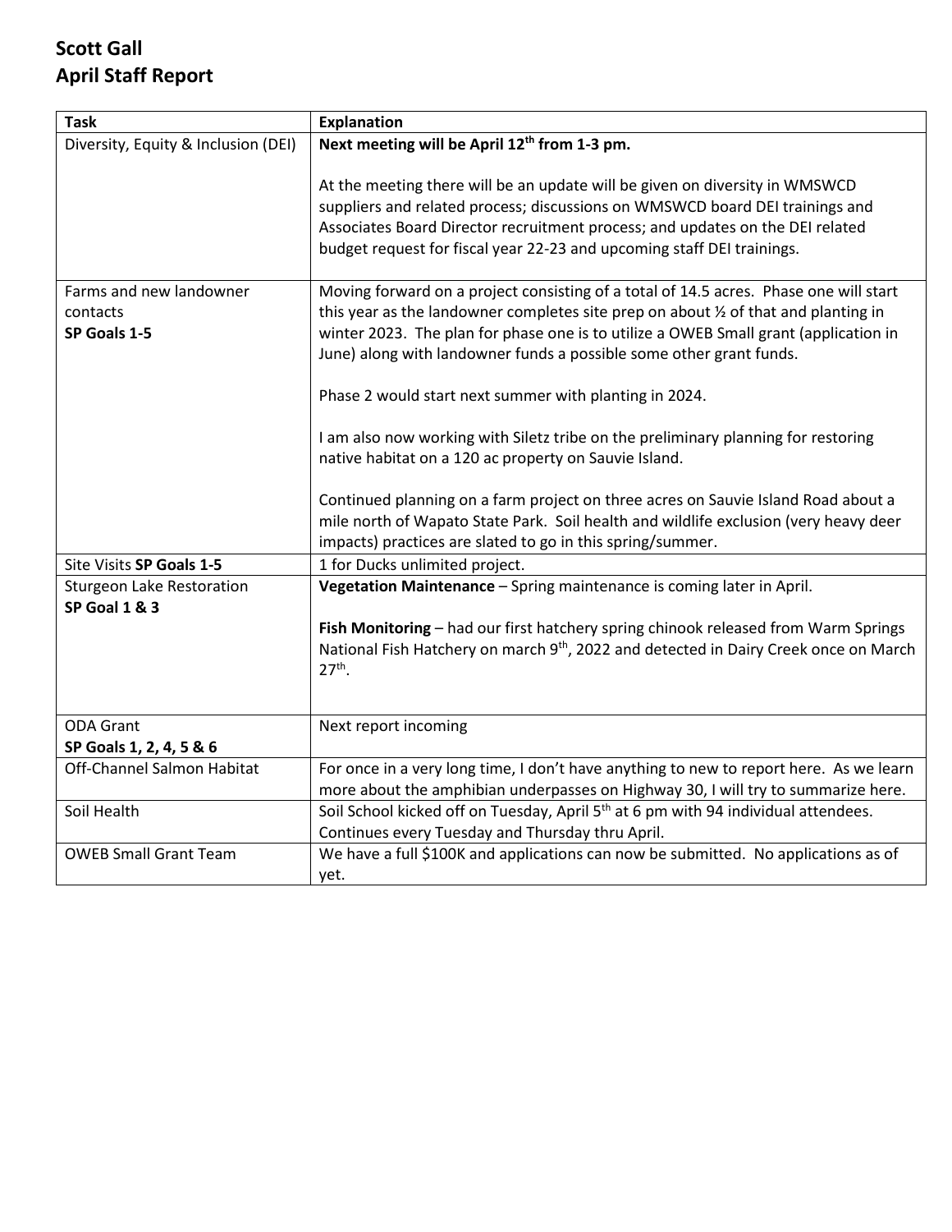## Scott Gall
## April Staff Report

| Task | Explanation |
|---|---|
| Diversity, Equity & Inclusion (DEI) | **Next meeting will be April 12th from 1-3 pm.**<br><br>At the meeting there will be an update will be given on diversity in WMSWCD suppliers and related process; discussions on WMSWCD board DEI trainings and Associates Board Director recruitment process; and updates on the DEI related budget request for fiscal year 22-23 and upcoming staff DEI trainings. |
| Farms and new landowner contacts<br>**SP Goals 1-5** | Moving forward on a project consisting of a total of 14.5 acres. Phase one will start this year as the landowner completes site prep on about ½ of that and planting in winter 2023. The plan for phase one is to utilize a OWEB Small grant (application in June) along with landowner funds a possible some other grant funds.<br><br>Phase 2 would start next summer with planting in 2024.<br><br>I am also now working with Siletz tribe on the preliminary planning for restoring native habitat on a 120 ac property on Sauvie Island.<br><br>Continued planning on a farm project on three acres on Sauvie Island Road about a mile north of Wapato State Park. Soil health and wildlife exclusion (very heavy deer impacts) practices are slated to go in this spring/summer. |
| Site Visits **SP Goals 1-5** | 1 for Ducks unlimited project. |
| Sturgeon Lake Restoration<br>**SP Goal 1 & 3** | **Vegetation Maintenance** – Spring maintenance is coming later in April.<br><br>**Fish Monitoring** – had our first hatchery spring chinook released from Warm Springs National Fish Hatchery on march 9th, 2022 and detected in Dairy Creek once on March 27th. |
| ODA Grant<br>**SP Goals 1, 2, 4, 5 & 6** | Next report incoming |
| Off-Channel Salmon Habitat | For once in a very long time, I don't have anything to new to report here. As we learn more about the amphibian underpasses on Highway 30, I will try to summarize here. |
| Soil Health | Soil School kicked off on Tuesday, April 5th at 6 pm with 94 individual attendees. Continues every Tuesday and Thursday thru April. |
| OWEB Small Grant Team | We have a full $100K and applications can now be submitted. No applications as of yet. |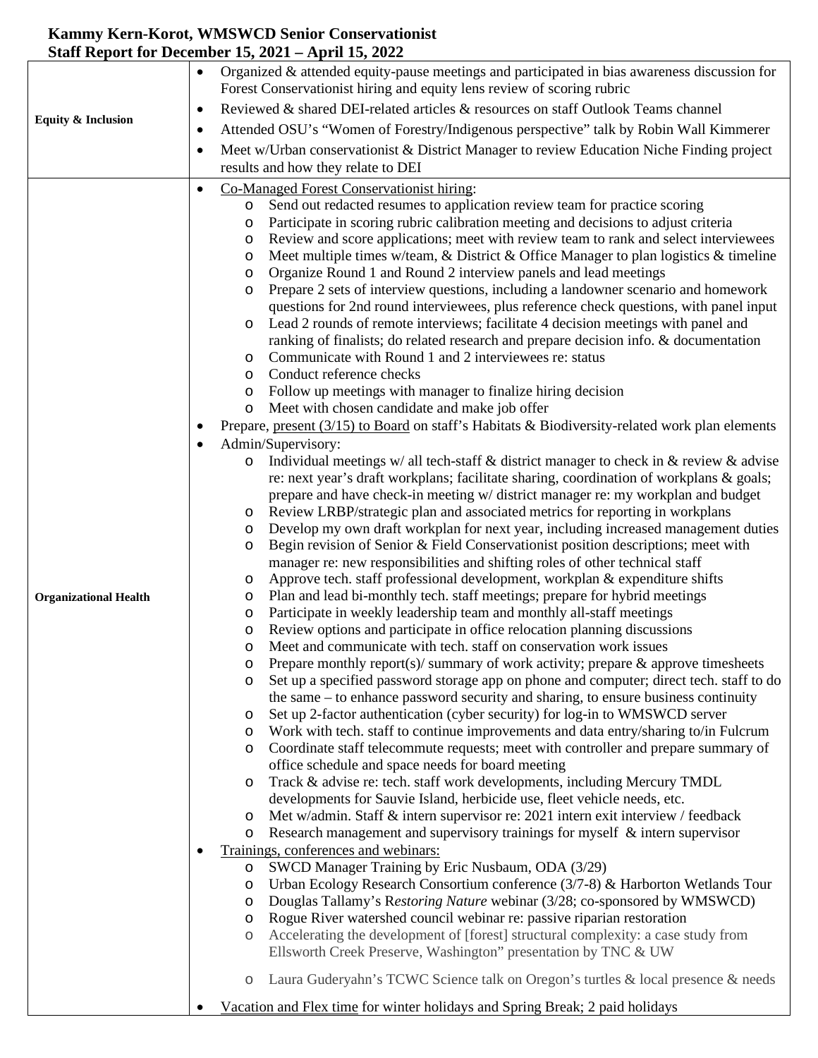**Kammy Kern-Korot, WMSWCD Senior Conservationist**
**Staff Report for December 15, 2021 – April 15, 2022**

| | |
|---|---|
| **Equity & Inclusion** | • Organized & attended equity-pause meetings and participated in bias awareness discussion for Forest Conservationist hiring and equity lens review of scoring rubric<br>• Reviewed & shared DEI-related articles & resources on staff Outlook Teams channel<br>• Attended OSU's "Women of Forestry/Indigenous perspective" talk by Robin Wall Kimmerer<br>• Meet w/Urban conservationist & District Manager to review Education Niche Finding project results and how they relate to DEI |
| **Organizational Health** | • Co-Managed Forest Conservationist hiring:<br>o Send out redacted resumes to application review team for practice scoring<br>o Participate in scoring rubric calibration meeting and decisions to adjust criteria<br>o Review and score applications; meet with review team to rank and select interviewees<br>o Meet multiple times w/team, & District & Office Manager to plan logistics & timeline<br>o Organize Round 1 and Round 2 interview panels and lead meetings<br>o Prepare 2 sets of interview questions, including a landowner scenario and homework questions for 2nd round interviewees, plus reference check questions, with panel input<br>o Lead 2 rounds of remote interviews; facilitate 4 decision meetings with panel and ranking of finalists; do related research and prepare decision info. & documentation<br>o Communicate with Round 1 and 2 interviewees re: status<br>o Conduct reference checks<br>o Follow up meetings with manager to finalize hiring decision<br>o Meet with chosen candidate and make job offer<br>• Prepare, present (3/15) to Board on staff's Habitats & Biodiversity-related work plan elements<br>• Admin/Supervisory:<br>o Individual meetings w/ all tech-staff & district manager to check in & review & advise re: next year's draft workplans; facilitate sharing, coordination of workplans & goals; prepare and have check-in meeting w/ district manager re: my workplan and budget<br>o Review LRBP/strategic plan and associated metrics for reporting in workplans<br>o Develop my own draft workplan for next year, including increased management duties<br>o Begin revision of Senior & Field Conservationist position descriptions; meet with manager re: new responsibilities and shifting roles of other technical staff<br>o Approve tech. staff professional development, workplan & expenditure shifts<br>o Plan and lead bi-monthly tech. staff meetings; prepare for hybrid meetings<br>o Participate in weekly leadership team and monthly all-staff meetings<br>o Review options and participate in office relocation planning discussions<br>o Meet and communicate with tech. staff on conservation work issues<br>o Prepare monthly report(s)/ summary of work activity; prepare & approve timesheets<br>o Set up a specified password storage app on phone and computer; direct tech. staff to do the same – to enhance password security and sharing, to ensure business continuity<br>o Set up 2-factor authentication (cyber security) for log-in to WMSWCD server<br>o Work with tech. staff to continue improvements and data entry/sharing to/in Fulcrum<br>o Coordinate staff telecommute requests; meet with controller and prepare summary of office schedule and space needs for board meeting<br>o Track & advise re: tech. staff work developments, including Mercury TMDL developments for Sauvie Island, herbicide use, fleet vehicle needs, etc.<br>o Met w/admin. Staff & intern supervisor re: 2021 intern exit interview / feedback<br>o Research management and supervisory trainings for myself & intern supervisor<br>• Trainings, conferences and webinars:<br>o SWCD Manager Training by Eric Nusbaum, ODA (3/29)<br>o Urban Ecology Research Consortium conference (3/7-8) & Harborton Wetlands Tour<br>o Douglas Tallamy's R*estoring Nature* webinar (3/28; co-sponsored by WMSWCD)<br>o Rogue River watershed council webinar re: passive riparian restoration<br>o Accelerating the development of [forest] structural complexity: a case study from Ellsworth Creek Preserve, Washington" presentation by TNC & UW<br>o Laura Guderyahn's TCWC Science talk on Oregon's turtles & local presence & needs<br>• Vacation and Flex time for winter holidays and Spring Break; 2 paid holidays |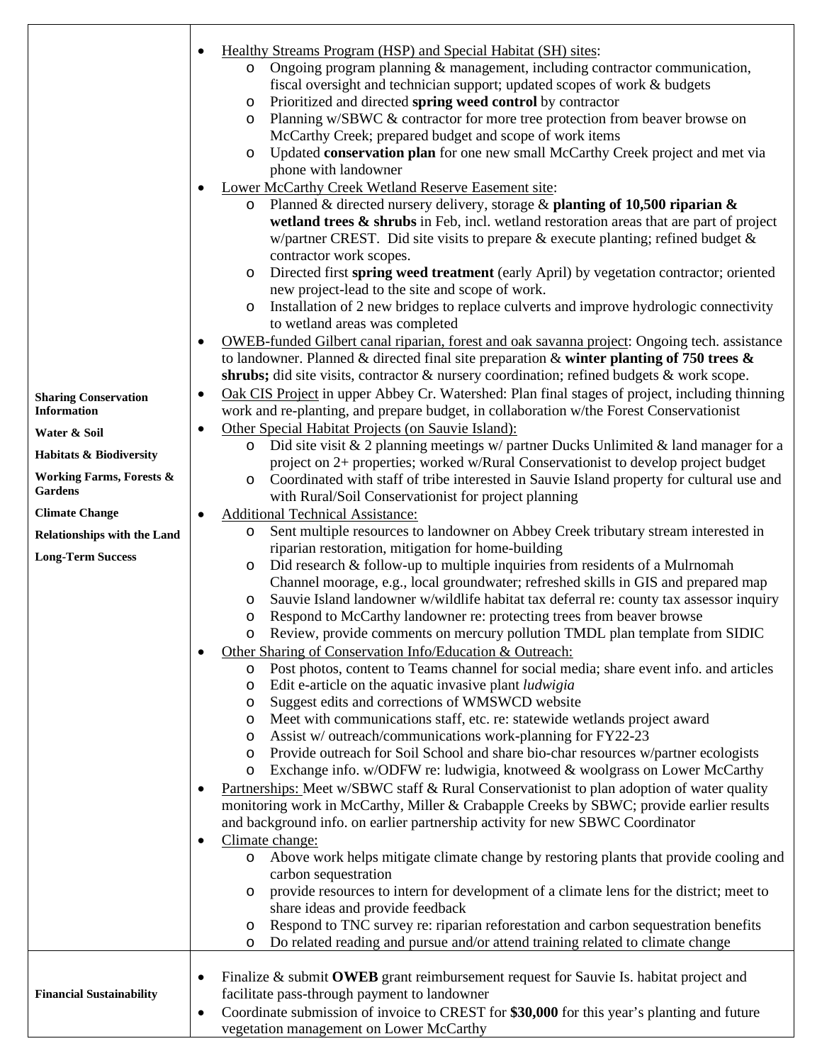| | |
|---|---|
| **Sharing Conservation Information**<br><br>**Water & Soil**<br><br>**Habitats & Biodiversity**<br><br>**Working Farms, Forests & Gardens**<br><br>**Climate Change**<br><br>**Relationships with the Land**<br><br>**Long-Term Success** | • Healthy Streams Program (HSP) and Special Habitat (SH) sites:<br>&nbsp;&nbsp;&nbsp;o Ongoing program planning & management, including contractor communication, fiscal oversight and technician support; updated scopes of work & budgets<br>&nbsp;&nbsp;&nbsp;o Prioritized and directed **spring weed control** by contractor<br>&nbsp;&nbsp;&nbsp;o Planning w/SBWC & contractor for more tree protection from beaver browse on McCarthy Creek; prepared budget and scope of work items<br>&nbsp;&nbsp;&nbsp;o Updated **conservation plan** for one new small McCarthy Creek project and met via phone with landowner<br>• Lower McCarthy Creek Wetland Reserve Easement site:<br>&nbsp;&nbsp;&nbsp;o Planned & directed nursery delivery, storage & **planting of 10,500 riparian & wetland trees & shrubs** in Feb, incl. wetland restoration areas that are part of project w/partner CREST. Did site visits to prepare & execute planting; refined budget & contractor work scopes.<br>&nbsp;&nbsp;&nbsp;o Directed first **spring weed treatment** (early April) by vegetation contractor; oriented new project-lead to the site and scope of work.<br>&nbsp;&nbsp;&nbsp;o Installation of 2 new bridges to replace culverts and improve hydrologic connectivity to wetland areas was completed<br>• OWEB-funded Gilbert canal riparian, forest and oak savanna project: Ongoing tech. assistance to landowner. Planned & directed final site preparation & **winter planting of 750 trees & shrubs;** did site visits, contractor & nursery coordination; refined budgets & work scope.<br>• Oak CIS Project in upper Abbey Cr. Watershed: Plan final stages of project, including thinning work and re-planting, and prepare budget, in collaboration w/the Forest Conservationist<br>• Other Special Habitat Projects (on Sauvie Island):<br>&nbsp;&nbsp;&nbsp;o Did site visit & 2 planning meetings w/ partner Ducks Unlimited & land manager for a project on 2+ properties; worked w/Rural Conservationist to develop project budget<br>&nbsp;&nbsp;&nbsp;o Coordinated with staff of tribe interested in Sauvie Island property for cultural use and with Rural/Soil Conservationist for project planning<br>• Additional Technical Assistance:<br>&nbsp;&nbsp;&nbsp;o Sent multiple resources to landowner on Abbey Creek tributary stream interested in riparian restoration, mitigation for home-building<br>&nbsp;&nbsp;&nbsp;o Did research & follow-up to multiple inquiries from residents of a Mulrnomah Channel moorage, e.g., local groundwater; refreshed skills in GIS and prepared map<br>&nbsp;&nbsp;&nbsp;o Sauvie Island landowner w/wildlife habitat tax deferral re: county tax assessor inquiry<br>&nbsp;&nbsp;&nbsp;o Respond to McCarthy landowner re: protecting trees from beaver browse<br>&nbsp;&nbsp;&nbsp;o Review, provide comments on mercury pollution TMDL plan template from SIDIC<br>• Other Sharing of Conservation Info/Education & Outreach:<br>&nbsp;&nbsp;&nbsp;o Post photos, content to Teams channel for social media; share event info. and articles<br>&nbsp;&nbsp;&nbsp;o Edit e-article on the aquatic invasive plant *ludwigia*<br>&nbsp;&nbsp;&nbsp;o Suggest edits and corrections of WMSWCD website<br>&nbsp;&nbsp;&nbsp;o Meet with communications staff, etc. re: statewide wetlands project award<br>&nbsp;&nbsp;&nbsp;o Assist w/ outreach/communications work-planning for FY22-23<br>&nbsp;&nbsp;&nbsp;o Provide outreach for Soil School and share bio-char resources w/partner ecologists<br>&nbsp;&nbsp;&nbsp;o Exchange info. w/ODFW re: ludwigia, knotweed & woolgrass on Lower McCarthy<br>• Partnerships: Meet w/SBWC staff & Rural Conservationist to plan adoption of water quality monitoring work in McCarthy, Miller & Crabapple Creeks by SBWC; provide earlier results and background info. on earlier partnership activity for new SBWC Coordinator<br>• Climate change:<br>&nbsp;&nbsp;&nbsp;o Above work helps mitigate climate change by restoring plants that provide cooling and carbon sequestration<br>&nbsp;&nbsp;&nbsp;o provide resources to intern for development of a climate lens for the district; meet to share ideas and provide feedback<br>&nbsp;&nbsp;&nbsp;o Respond to TNC survey re: riparian reforestation and carbon sequestration benefits<br>&nbsp;&nbsp;&nbsp;o Do related reading and pursue and/or attend training related to climate change |
| **Financial Sustainability** | • Finalize & submit **OWEB** grant reimbursement request for Sauvie Is. habitat project and facilitate pass-through payment to landowner<br>• Coordinate submission of invoice to CREST for **$30,000** for this year's planting and future vegetation management on Lower McCarthy |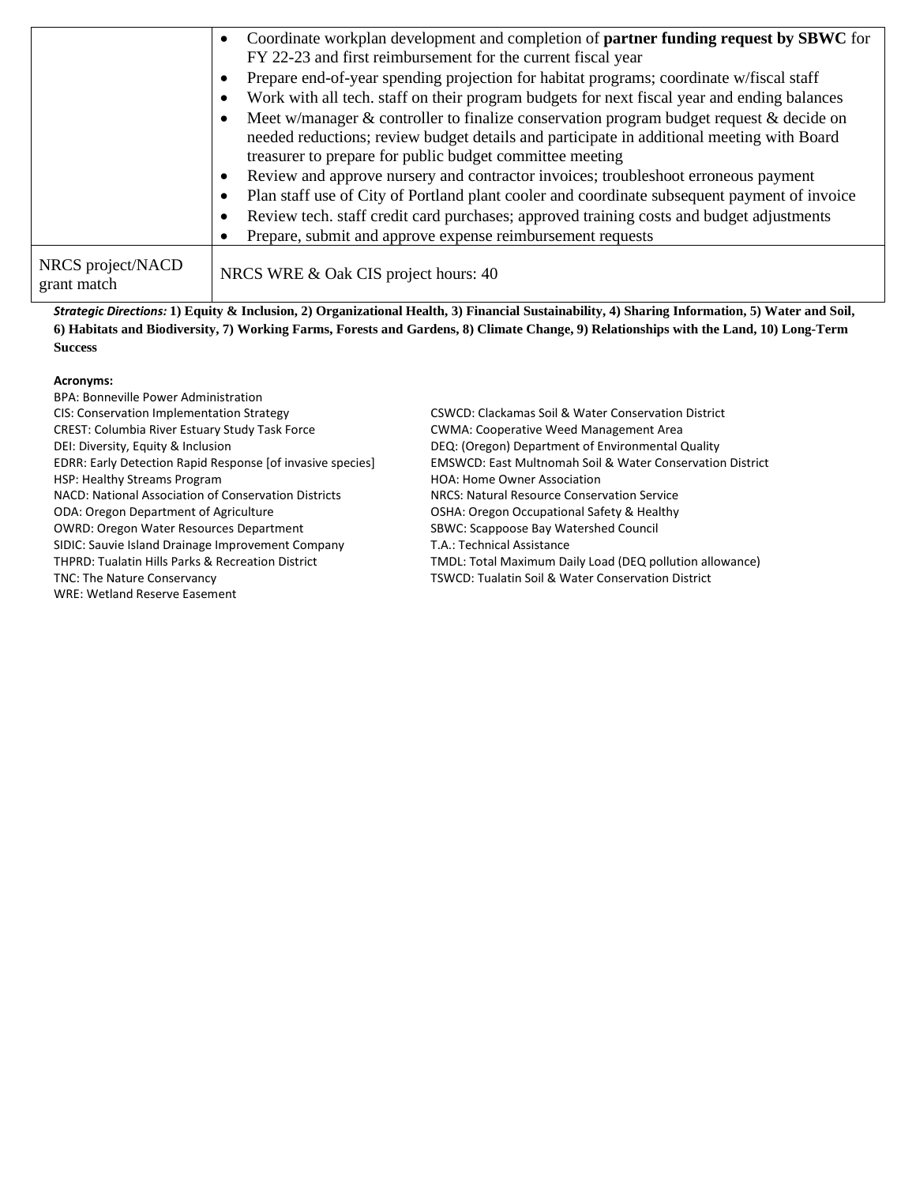| | |
|---|---|
| | • Coordinate workplan development and completion of **partner funding request by SBWC** for FY 22-23 and first reimbursement for the current fiscal year<br>• Prepare end-of-year spending projection for habitat programs; coordinate w/fiscal staff<br>• Work with all tech. staff on their program budgets for next fiscal year and ending balances<br>• Meet w/manager & controller to finalize conservation program budget request & decide on needed reductions; review budget details and participate in additional meeting with Board treasurer to prepare for public budget committee meeting<br>• Review and approve nursery and contractor invoices; troubleshoot erroneous payment<br>• Plan staff use of City of Portland plant cooler and coordinate subsequent payment of invoice<br>• Review tech. staff credit card purchases; approved training costs and budget adjustments<br>• Prepare, submit and approve expense reimbursement requests |
| NRCS project/NACD grant match | NRCS WRE & Oak CIS project hours: 40 |

***Strategic Directions:*** **1) Equity & Inclusion, 2) Organizational Health, 3) Financial Sustainability, 4) Sharing Information, 5) Water and Soil, 6) Habitats and Biodiversity, 7) Working Farms, Forests and Gardens, 8) Climate Change, 9) Relationships with the Land, 10) Long-Term Success**

**Acronyms:**

BPA: Bonneville Power Administration
CIS: Conservation Implementation Strategy
CREST: Columbia River Estuary Study Task Force
DEI: Diversity, Equity & Inclusion
EDRR: Early Detection Rapid Response [of invasive species]
HSP: Healthy Streams Program
NACD: National Association of Conservation Districts
ODA: Oregon Department of Agriculture
OWRD: Oregon Water Resources Department
SIDIC: Sauvie Island Drainage Improvement Company
THPRD: Tualatin Hills Parks & Recreation District
TNC: The Nature Conservancy
WRE: Wetland Reserve Easement
CSWCD: Clackamas Soil & Water Conservation District
CWMA: Cooperative Weed Management Area
DEQ: (Oregon) Department of Environmental Quality
EMSWCD: East Multnomah Soil & Water Conservation District
HOA: Home Owner Association
NRCS: Natural Resource Conservation Service
OSHA: Oregon Occupational Safety & Healthy
SBWC: Scappoose Bay Watershed Council
T.A.: Technical Assistance
TMDL: Total Maximum Daily Load (DEQ pollution allowance)
TSWCD: Tualatin Soil & Water Conservation District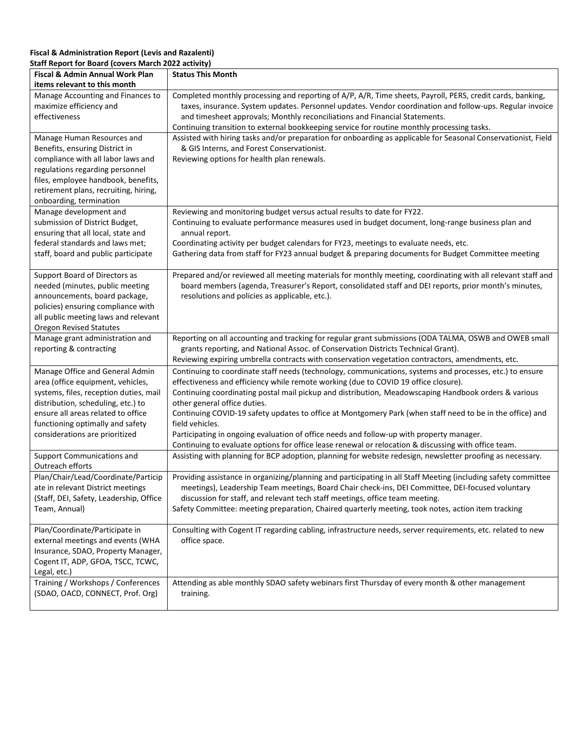**Fiscal & Administration Report (Levis and Razalenti)**
**Staff Report for Board (covers March 2022 activity)**

| Fiscal & Admin Annual Work Plan items relevant to this month | Status This Month |
|---|---|
| Manage Accounting and Finances to maximize efficiency and effectiveness | Completed monthly processing and reporting of A/P, A/R, Time sheets, Payroll, PERS, credit cards, banking, taxes, insurance. System updates. Personnel updates. Vendor coordination and follow-ups. Regular invoice and timesheet approvals; Monthly reconciliations and Financial Statements.<br>Continuing transition to external bookkeeping service for routine monthly processing tasks. |
| Manage Human Resources and Benefits, ensuring District in compliance with all labor laws and regulations regarding personnel files, employee handbook, benefits, retirement plans, recruiting, hiring, onboarding, termination | Assisted with hiring tasks and/or preparation for onboarding as applicable for Seasonal Conservationist, Field & GIS Interns, and Forest Conservationist.<br>Reviewing options for health plan renewals. |
| Manage development and submission of District Budget, ensuring that all local, state and federal standards and laws met; staff, board and public participate | Reviewing and monitoring budget versus actual results to date for FY22.<br>Continuing to evaluate performance measures used in budget document, long-range business plan and annual report.<br>Coordinating activity per budget calendars for FY23, meetings to evaluate needs, etc.<br>Gathering data from staff for FY23 annual budget & preparing documents for Budget Committee meeting |
| Support Board of Directors as needed (minutes, public meeting announcements, board package, policies) ensuring compliance with all public meeting laws and relevant Oregon Revised Statutes | Prepared and/or reviewed all meeting materials for monthly meeting, coordinating with all relevant staff and board members (agenda, Treasurer's Report, consolidated staff and DEI reports, prior month's minutes, resolutions and policies as applicable, etc.). |
| Manage grant administration and reporting & contracting | Reporting on all accounting and tracking for regular grant submissions (ODA TALMA, OSWB and OWEB small grants reporting, and National Assoc. of Conservation Districts Technical Grant).<br>Reviewing expiring umbrella contracts with conservation vegetation contractors, amendments, etc. |
| Manage Office and General Admin area (office equipment, vehicles, systems, files, reception duties, mail distribution, scheduling, etc.) to ensure all areas related to office functioning optimally and safety considerations are prioritized | Continuing to coordinate staff needs (technology, communications, systems and processes, etc.) to ensure effectiveness and efficiency while remote working (due to COVID 19 office closure).<br>Continuing coordinating postal mail pickup and distribution, Meadowscaping Handbook orders & various other general office duties.<br>Continuing COVID-19 safety updates to office at Montgomery Park (when staff need to be in the office) and field vehicles.<br>Participating in ongoing evaluation of office needs and follow-up with property manager.<br>Continuing to evaluate options for office lease renewal or relocation & discussing with office team. |
| Support Communications and Outreach efforts | Assisting with planning for BCP adoption, planning for website redesign, newsletter proofing as necessary. |
| Plan/Chair/Lead/Coordinate/Participate in relevant District meetings (Staff, DEI, Safety, Leadership, Office Team, Annual) | Providing assistance in organizing/planning and participating in all Staff Meeting (including safety committee meetings), Leadership Team meetings, Board Chair check-ins, DEI Committee, DEI-focused voluntary discussion for staff, and relevant tech staff meetings, office team meeting.<br>Safety Committee: meeting preparation, Chaired quarterly meeting, took notes, action item tracking |
| Plan/Coordinate/Participate in external meetings and events (WHA Insurance, SDAO, Property Manager, Cogent IT, ADP, GFOA, TSCC, TCWC, Legal, etc.) | Consulting with Cogent IT regarding cabling, infrastructure needs, server requirements, etc. related to new office space. |
| Training / Workshops / Conferences (SDAO, OACD, CONNECT, Prof. Org) | Attending as able monthly SDAO safety webinars first Thursday of every month & other management training. |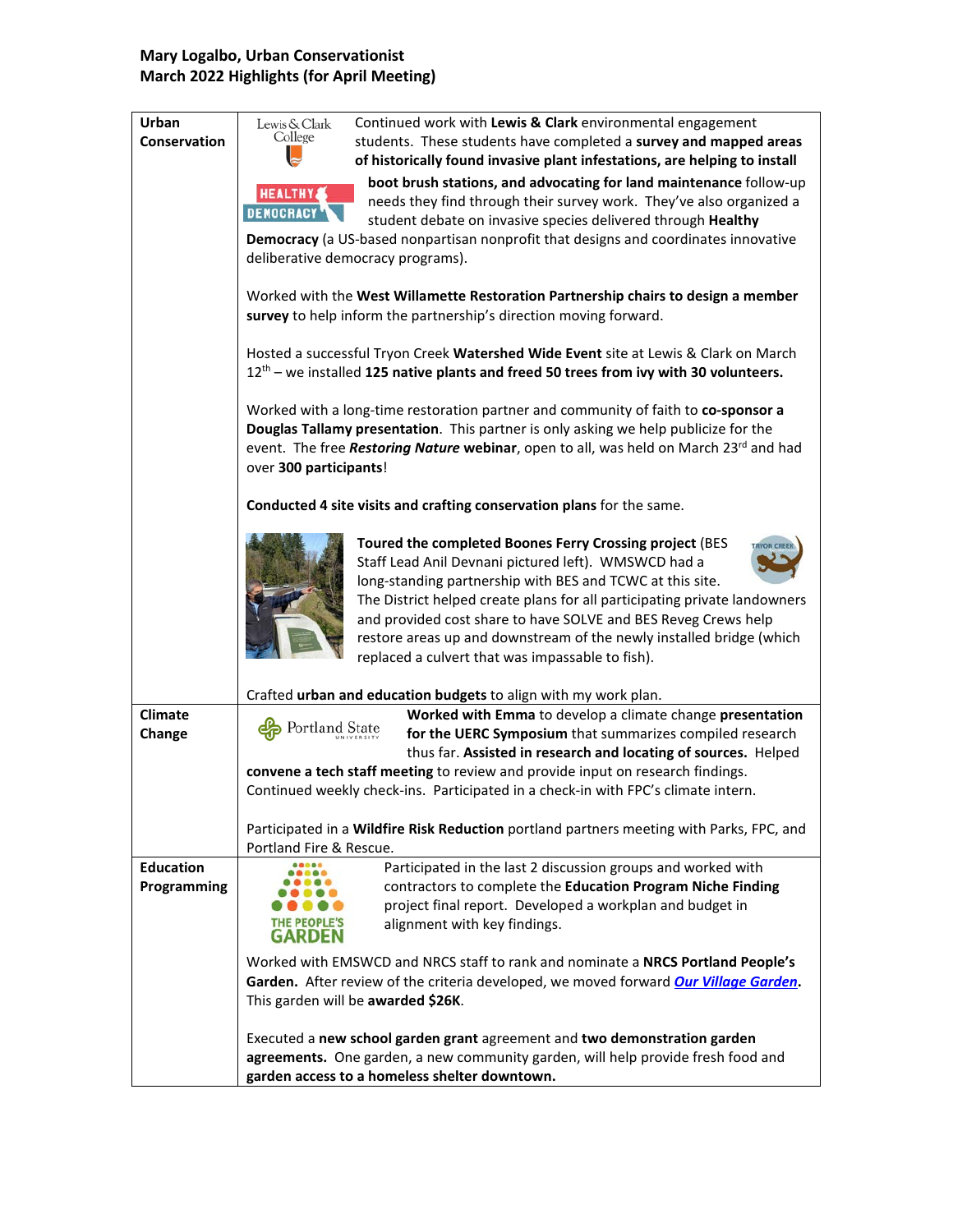**Mary Logalbo, Urban Conservationist**
**March 2022 Highlights (for April Meeting)**

| | |
|---|---|
| **Urban Conservation** | Continued work with **Lewis & Clark** environmental engagement students. These students have completed a **survey and mapped areas of historically found invasive plant infestations, are helping to install boot brush stations, and advocating for land maintenance** follow-up needs they find through their survey work. They've also organized a student debate on invasive species delivered through **Healthy Democracy** (a US-based nonpartisan nonprofit that designs and coordinates innovative deliberative democracy programs).<br><br>Worked with the **West Willamette Restoration Partnership chairs to design a member survey** to help inform the partnership's direction moving forward.<br><br>Hosted a successful Tryon Creek **Watershed Wide Event** site at Lewis & Clark on March 12th – we installed **125 native plants and freed 50 trees from ivy with 30 volunteers.**<br><br>Worked with a long-time restoration partner and community of faith to **co-sponsor a Douglas Tallamy presentation**. This partner is only asking we help publicize for the event. The free ***Restoring Nature* webinar**, open to all, was held on March 23rd and had over **300 participants**!<br><br>**Conducted 4 site visits and crafting conservation plans** for the same.<br><br>**Toured the completed Boones Ferry Crossing project** (BES Staff Lead Anil Devnani pictured left). WMSWCD had a long-standing partnership with BES and TCWC at this site. The District helped create plans for all participating private landowners and provided cost share to have SOLVE and BES Reveg Crews help restore areas up and downstream of the newly installed bridge (which replaced a culvert that was impassable to fish).<br><br>Crafted **urban and education budgets** to align with my work plan. |
| **Climate Change** | **Worked with Emma** to develop a climate change **presentation for the UERC Symposium** that summarizes compiled research thus far. **Assisted in research and locating of sources.** Helped **convene a tech staff meeting** to review and provide input on research findings. Continued weekly check-ins. Participated in a check-in with FPC's climate intern.<br><br>Participated in a **Wildfire Risk Reduction** portland partners meeting with Parks, FPC, and Portland Fire & Rescue. |
| **Education Programming** | Participated in the last 2 discussion groups and worked with contractors to complete the **Education Program Niche Finding** project final report. Developed a workplan and budget in alignment with key findings.<br><br>Worked with EMSWCD and NRCS staff to rank and nominate a **NRCS Portland People's Garden.** After review of the criteria developed, we moved forward ***Our Village Garden***. This garden will be **awarded $26K**.<br><br>Executed a **new school garden grant** agreement and **two demonstration garden agreements.** One garden, a new community garden, will help provide fresh food and **garden access to a homeless shelter downtown.** |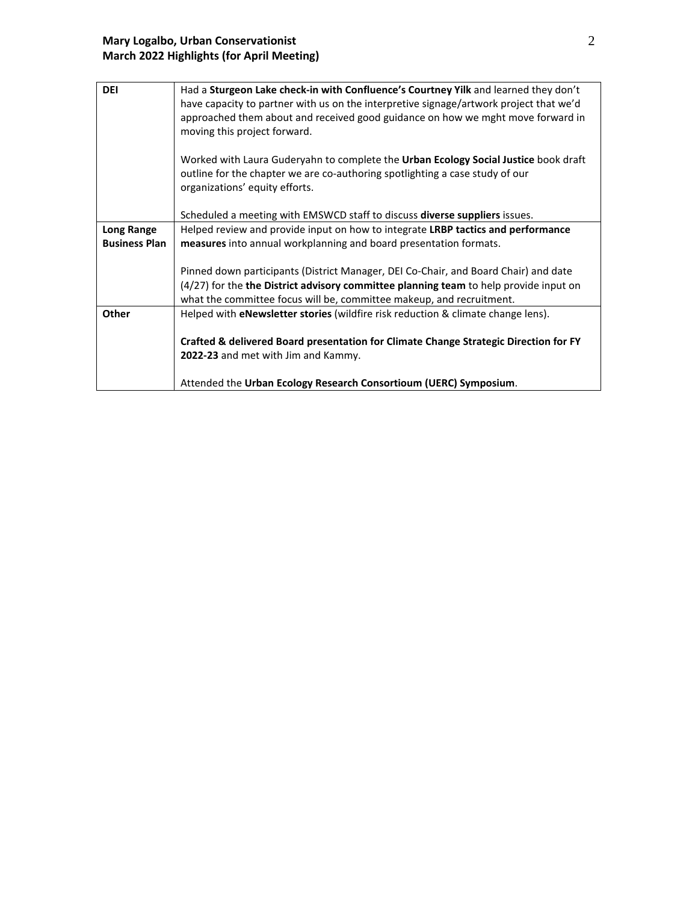| DEI | Had a **Sturgeon Lake check-in with Confluence's Courtney Yilk** and learned they don't have capacity to partner with us on the interpretive signage/artwork project that we'd approached them about and received good guidance on how we mght move forward in moving this project forward.<br><br>Worked with Laura Guderyahn to complete the **Urban Ecology Social Justice** book draft outline for the chapter we are co-authoring spotlighting a case study of our organizations' equity efforts.<br><br>Scheduled a meeting with EMSWCD staff to discuss **diverse suppliers** issues. |
|---|---|
| **Long Range Business Plan** | Helped review and provide input on how to integrate **LRBP tactics and performance measures** into annual workplanning and board presentation formats.<br><br>Pinned down participants (District Manager, DEI Co-Chair, and Board Chair) and date (4/27) for the **the District advisory committee planning team** to help provide input on what the committee focus will be, committee makeup, and recruitment. |
| **Other** | Helped with **eNewsletter stories** (wildfire risk reduction & climate change lens).<br><br>**Crafted & delivered Board presentation for Climate Change Strategic Direction for FY 2022-23** and met with Jim and Kammy.<br><br>Attended the **Urban Ecology Research Consortioum (UERC) Symposium**. |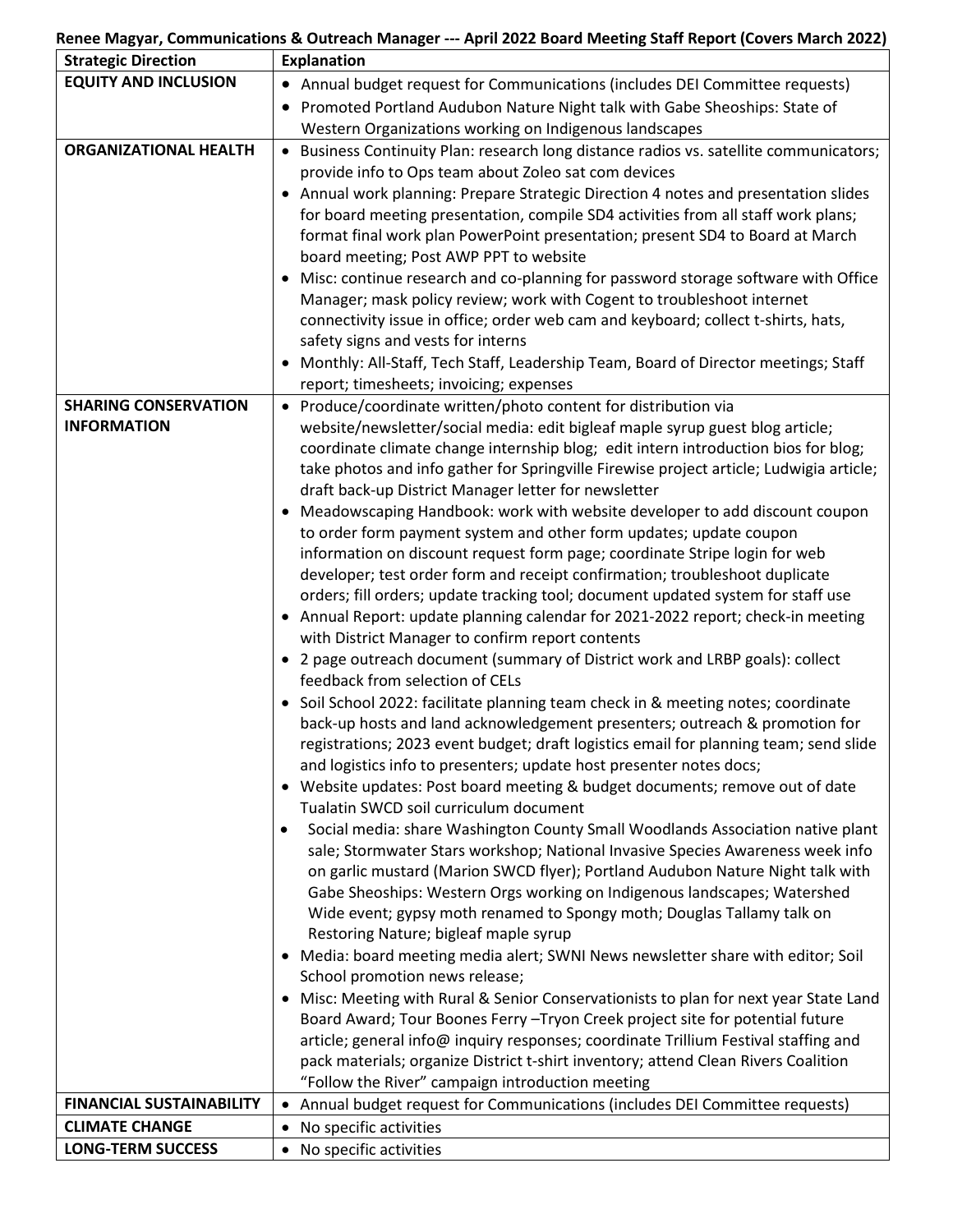**Renee Magyar, Communications & Outreach Manager --- April 2022 Board Meeting Staff Report (Covers March 2022)**

| Strategic Direction | Explanation |
|---|---|
| **EQUITY AND INCLUSION** | • Annual budget request for Communications (includes DEI Committee requests)<br>• Promoted Portland Audubon Nature Night talk with Gabe Sheoships: State of Western Organizations working on Indigenous landscapes |
| **ORGANIZATIONAL HEALTH** | • Business Continuity Plan: research long distance radios vs. satellite communicators; provide info to Ops team about Zoleo sat com devices<br>• Annual work planning: Prepare Strategic Direction 4 notes and presentation slides for board meeting presentation, compile SD4 activities from all staff work plans; format final work plan PowerPoint presentation; present SD4 to Board at March board meeting; Post AWP PPT to website<br>• Misc: continue research and co-planning for password storage software with Office Manager; mask policy review; work with Cogent to troubleshoot internet connectivity issue in office; order web cam and keyboard; collect t-shirts, hats, safety signs and vests for interns<br>• Monthly: All-Staff, Tech Staff, Leadership Team, Board of Director meetings; Staff report; timesheets; invoicing; expenses |
| **SHARING CONSERVATION INFORMATION** | • Produce/coordinate written/photo content for distribution via website/newsletter/social media: edit bigleaf maple syrup guest blog article; coordinate climate change internship blog; edit intern introduction bios for blog; take photos and info gather for Springville Firewise project article; Ludwigia article; draft back-up District Manager letter for newsletter<br>• Meadowscaping Handbook: work with website developer to add discount coupon to order form payment system and other form updates; update coupon information on discount request form page; coordinate Stripe login for web developer; test order form and receipt confirmation; troubleshoot duplicate orders; fill orders; update tracking tool; document updated system for staff use<br>• Annual Report: update planning calendar for 2021-2022 report; check-in meeting with District Manager to confirm report contents<br>• 2 page outreach document (summary of District work and LRBP goals): collect feedback from selection of CELs<br>• Soil School 2022: facilitate planning team check in & meeting notes; coordinate back-up hosts and land acknowledgement presenters; outreach & promotion for registrations; 2023 event budget; draft logistics email for planning team; send slide and logistics info to presenters; update host presenter notes docs;<br>• Website updates: Post board meeting & budget documents; remove out of date Tualatin SWCD soil curriculum document<br>• Social media: share Washington County Small Woodlands Association native plant sale; Stormwater Stars workshop; National Invasive Species Awareness week info on garlic mustard (Marion SWCD flyer); Portland Audubon Nature Night talk with Gabe Sheoships: Western Orgs working on Indigenous landscapes; Watershed Wide event; gypsy moth renamed to Spongy moth; Douglas Tallamy talk on Restoring Nature; bigleaf maple syrup<br>• Media: board meeting media alert; SWNI News newsletter share with editor; Soil School promotion news release;<br>• Misc: Meeting with Rural & Senior Conservationists to plan for next year State Land Board Award; Tour Boones Ferry –Tryon Creek project site for potential future article; general info@ inquiry responses; coordinate Trillium Festival staffing and pack materials; organize District t-shirt inventory; attend Clean Rivers Coalition "Follow the River" campaign introduction meeting |
| **FINANCIAL SUSTAINABILITY** | • Annual budget request for Communications (includes DEI Committee requests) |
| **CLIMATE CHANGE** | • No specific activities |
| **LONG-TERM SUCCESS** | • No specific activities |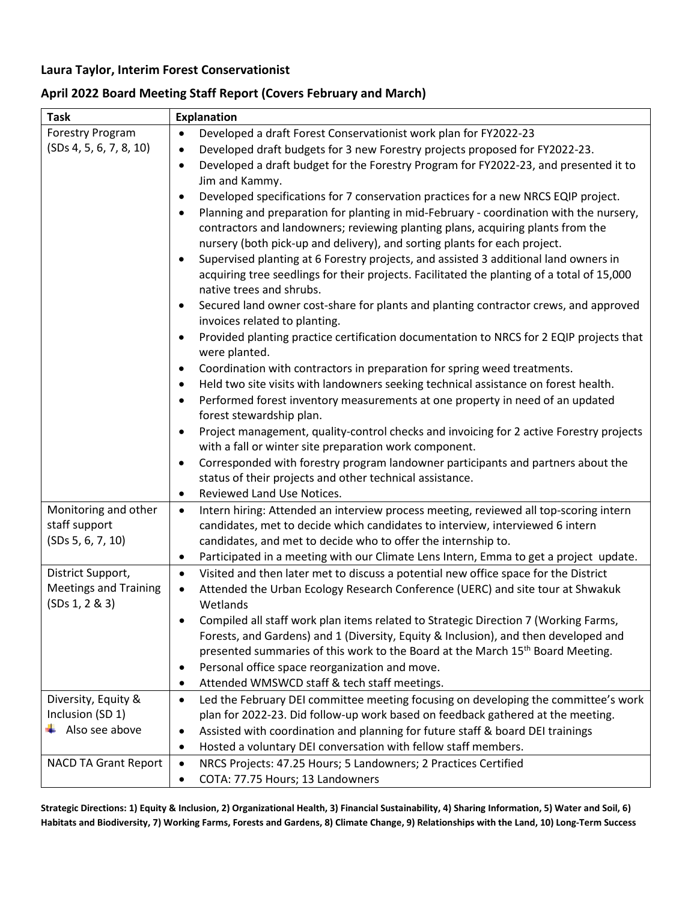**Laura Taylor, Interim Forest Conservationist**

**April 2022 Board Meeting Staff Report (Covers February and March)**

| Task | Explanation |
|---|---|
| Forestry Program (SDs 4, 5, 6, 7, 8, 10) | • Developed a draft Forest Conservationist work plan for FY2022-23<br>• Developed draft budgets for 3 new Forestry projects proposed for FY2022-23.<br>• Developed a draft budget for the Forestry Program for FY2022-23, and presented it to Jim and Kammy.<br>• Developed specifications for 7 conservation practices for a new NRCS EQIP project.<br>• Planning and preparation for planting in mid-February - coordination with the nursery, contractors and landowners; reviewing planting plans, acquiring plants from the nursery (both pick-up and delivery), and sorting plants for each project.<br>• Supervised planting at 6 Forestry projects, and assisted 3 additional land owners in acquiring tree seedlings for their projects. Facilitated the planting of a total of 15,000 native trees and shrubs.<br>• Secured land owner cost-share for plants and planting contractor crews, and approved invoices related to planting.<br>• Provided planting practice certification documentation to NRCS for 2 EQIP projects that were planted.<br>• Coordination with contractors in preparation for spring weed treatments.<br>• Held two site visits with landowners seeking technical assistance on forest health.<br>• Performed forest inventory measurements at one property in need of an updated forest stewardship plan.<br>• Project management, quality-control checks and invoicing for 2 active Forestry projects with a fall or winter site preparation work component.<br>• Corresponded with forestry program landowner participants and partners about the status of their projects and other technical assistance.<br>• Reviewed Land Use Notices. |
| Monitoring and other staff support (SDs 5, 6, 7, 10) | • Intern hiring: Attended an interview process meeting, reviewed all top-scoring intern candidates, met to decide which candidates to interview, interviewed 6 intern candidates, and met to decide who to offer the internship to.<br>• Participated in a meeting with our Climate Lens Intern, Emma to get a project update. |
| District Support, Meetings and Training (SDs 1, 2 & 3) | • Visited and then later met to discuss a potential new office space for the District<br>• Attended the Urban Ecology Research Conference (UERC) and site tour at Shwakuk Wetlands<br>• Compiled all staff work plan items related to Strategic Direction 7 (Working Farms, Forests, and Gardens) and 1 (Diversity, Equity & Inclusion), and then developed and presented summaries of this work to the Board at the March 15th Board Meeting.<br>• Personal office space reorganization and move.<br>• Attended WMSWCD staff & tech staff meetings. |
| Diversity, Equity & Inclusion (SD 1)<br>Also see above | • Led the February DEI committee meeting focusing on developing the committee's work plan for 2022-23. Did follow-up work based on feedback gathered at the meeting.<br>• Assisted with coordination and planning for future staff & board DEI trainings<br>• Hosted a voluntary DEI conversation with fellow staff members. |
| NACD TA Grant Report | • NRCS Projects: 47.25 Hours; 5 Landowners; 2 Practices Certified<br>• COTA: 77.75 Hours; 13 Landowners |

**Strategic Directions: 1) Equity & Inclusion, 2) Organizational Health, 3) Financial Sustainability, 4) Sharing Information, 5) Water and Soil, 6) Habitats and Biodiversity, 7) Working Farms, Forests and Gardens, 8) Climate Change, 9) Relationships with the Land, 10) Long-Term Success**